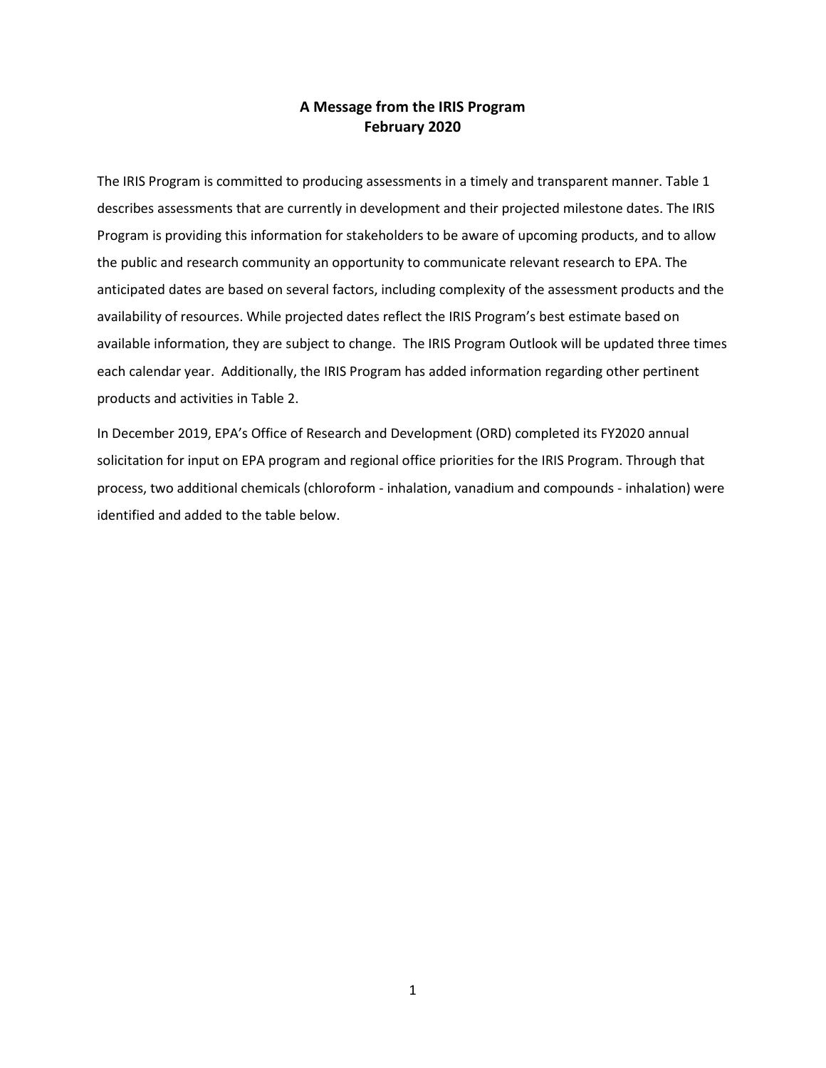# A Message from the IRIS Program
## February 2020

The IRIS Program is committed to producing assessments in a timely and transparent manner. Table 1 describes assessments that are currently in development and their projected milestone dates. The IRIS Program is providing this information for stakeholders to be aware of upcoming products, and to allow the public and research community an opportunity to communicate relevant research to EPA. The anticipated dates are based on several factors, including complexity of the assessment products and the availability of resources. While projected dates reflect the IRIS Program's best estimate based on available information, they are subject to change. The IRIS Program Outlook will be updated three times each calendar year. Additionally, the IRIS Program has added information regarding other pertinent products and activities in Table 2.

In December 2019, EPA's Office of Research and Development (ORD) completed its FY2020 annual solicitation for input on EPA program and regional office priorities for the IRIS Program. Through that process, two additional chemicals (chloroform - inhalation, vanadium and compounds - inhalation) were identified and added to the table below.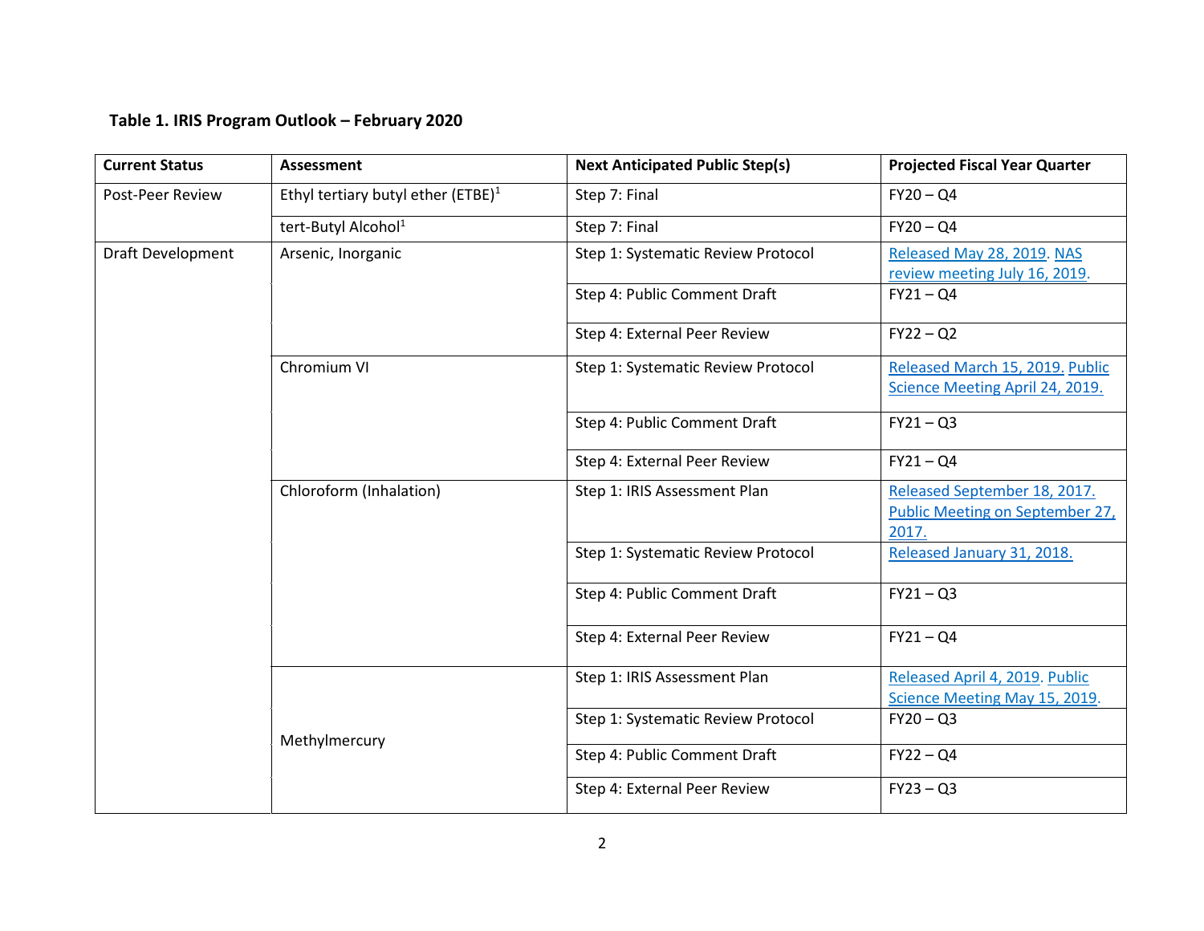**Table 1. IRIS Program Outlook – February 2020**

| Current Status | Assessment | Next Anticipated Public Step(s) | Projected Fiscal Year Quarter |
| --- | --- | --- | --- |
| Post-Peer Review | Ethyl tertiary butyl ether (ETBE)[1] | Step 7: Final | FY20 – Q4 |
| | tert-Butyl Alcohol[1] | Step 7: Final | FY20 – Q4 |
| Draft Development | Arsenic, Inorganic | Step 1: Systematic Review Protocol | Released May 28, 2019. NAS review meeting July 16, 2019. |
| | | Step 4: Public Comment Draft | FY21 – Q4 |
| | | Step 4: External Peer Review | FY22 – Q2 |
| | Chromium VI | Step 1: Systematic Review Protocol | Released March 15, 2019. Public Science Meeting April 24, 2019. |
| | | Step 4: Public Comment Draft | FY21 – Q3 |
| | | Step 4: External Peer Review | FY21 – Q4 |
| | Chloroform (Inhalation) | Step 1: IRIS Assessment Plan | Released September 18, 2017. Public Meeting on September 27, 2017. |
| | | Step 1: Systematic Review Protocol | Released January 31, 2018. |
| | | Step 4: Public Comment Draft | FY21 – Q3 |
| | | Step 4: External Peer Review | FY21 – Q4 |
| | Methylmercury | Step 1: IRIS Assessment Plan | Released April 4, 2019. Public Science Meeting May 15, 2019. |
| | | Step 1: Systematic Review Protocol | FY20 – Q3 |
| | | Step 4: Public Comment Draft | FY22 – Q4 |
| | | Step 4: External Peer Review | FY23 – Q3 |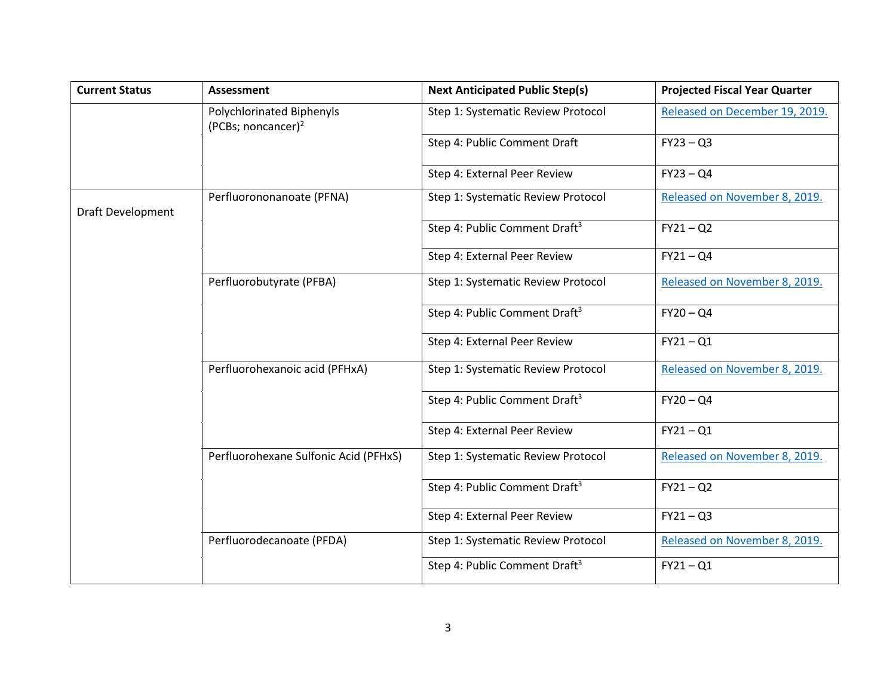| Current Status | Assessment | Next Anticipated Public Step(s) | Projected Fiscal Year Quarter |
|---|---|---|---|
| | Polychlorinated Biphenyls (PCBs; noncancer)[2] | Step 1: Systematic Review Protocol | Released on December 19, 2019. |
| | | Step 4: Public Comment Draft | FY23 – Q3 |
| | | Step 4: External Peer Review | FY23 – Q4 |
| Draft Development | Perfluorononanoate (PFNA) | Step 1: Systematic Review Protocol | Released on November 8, 2019. |
| | | Step 4: Public Comment Draft[3] | FY21 – Q2 |
| | | Step 4: External Peer Review | FY21 – Q4 |
| | Perfluorobutyrate (PFBA) | Step 1: Systematic Review Protocol | Released on November 8, 2019. |
| | | Step 4: Public Comment Draft[3] | FY20 – Q4 |
| | | Step 4: External Peer Review | FY21 – Q1 |
| | Perfluorohexanoic acid (PFHxA) | Step 1: Systematic Review Protocol | Released on November 8, 2019. |
| | | Step 4: Public Comment Draft[3] | FY20 – Q4 |
| | | Step 4: External Peer Review | FY21 – Q1 |
| | Perfluorohexane Sulfonic Acid (PFHxS) | Step 1: Systematic Review Protocol | Released on November 8, 2019. |
| | | Step 4: Public Comment Draft[3] | FY21 – Q2 |
| | | Step 4: External Peer Review | FY21 – Q3 |
| | Perfluorodecanoate (PFDA) | Step 1: Systematic Review Protocol | Released on November 8, 2019. |
| | | Step 4: Public Comment Draft[3] | FY21 – Q1 |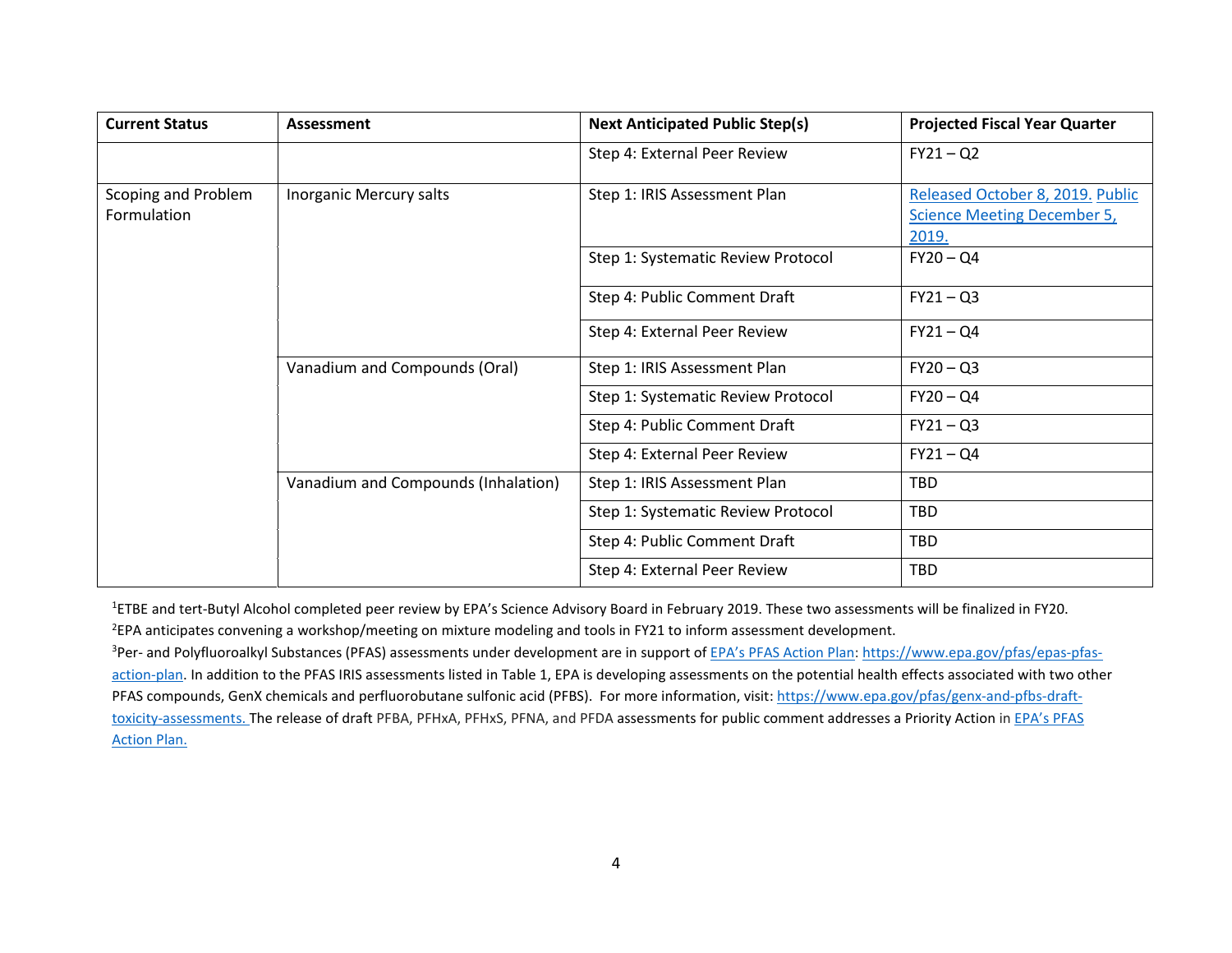| Current Status | Assessment | Next Anticipated Public Step(s) | Projected Fiscal Year Quarter |
|---|---|---|---|
| | | Step 4: External Peer Review | FY21 – Q2 |
| Scoping and Problem Formulation | Inorganic Mercury salts | Step 1: IRIS Assessment Plan | Released October 8, 2019. Public Science Meeting December 5, 2019. |
| | | Step 1: Systematic Review Protocol | FY20 – Q4 |
| | | Step 4: Public Comment Draft | FY21 – Q3 |
| | | Step 4: External Peer Review | FY21 – Q4 |
| | Vanadium and Compounds (Oral) | Step 1: IRIS Assessment Plan | FY20 – Q3 |
| | | Step 1: Systematic Review Protocol | FY20 – Q4 |
| | | Step 4: Public Comment Draft | FY21 – Q3 |
| | | Step 4: External Peer Review | FY21 – Q4 |
| | Vanadium and Compounds (Inhalation) | Step 1: IRIS Assessment Plan | TBD |
| | | Step 1: Systematic Review Protocol | TBD |
| | | Step 4: Public Comment Draft | TBD |
| | | Step 4: External Peer Review | TBD |

[1]ETBE and tert-Butyl Alcohol completed peer review by EPA's Science Advisory Board in February 2019. These two assessments will be finalized in FY20.

[2]EPA anticipates convening a workshop/meeting on mixture modeling and tools in FY21 to inform assessment development.

[3]Per- and Polyfluoroalkyl Substances (PFAS) assessments under development are in support of EPA's PFAS Action Plan: https://www.epa.gov/pfas/epas-pfas-action-plan. In addition to the PFAS IRIS assessments listed in Table 1, EPA is developing assessments on the potential health effects associated with two other PFAS compounds, GenX chemicals and perfluorobutane sulfonic acid (PFBS). For more information, visit: https://www.epa.gov/pfas/genx-and-pfbs-draft-toxicity-assessments. The release of draft PFBA, PFHxA, PFHxS, PFNA, and PFDA assessments for public comment addresses a Priority Action in EPA's PFAS Action Plan.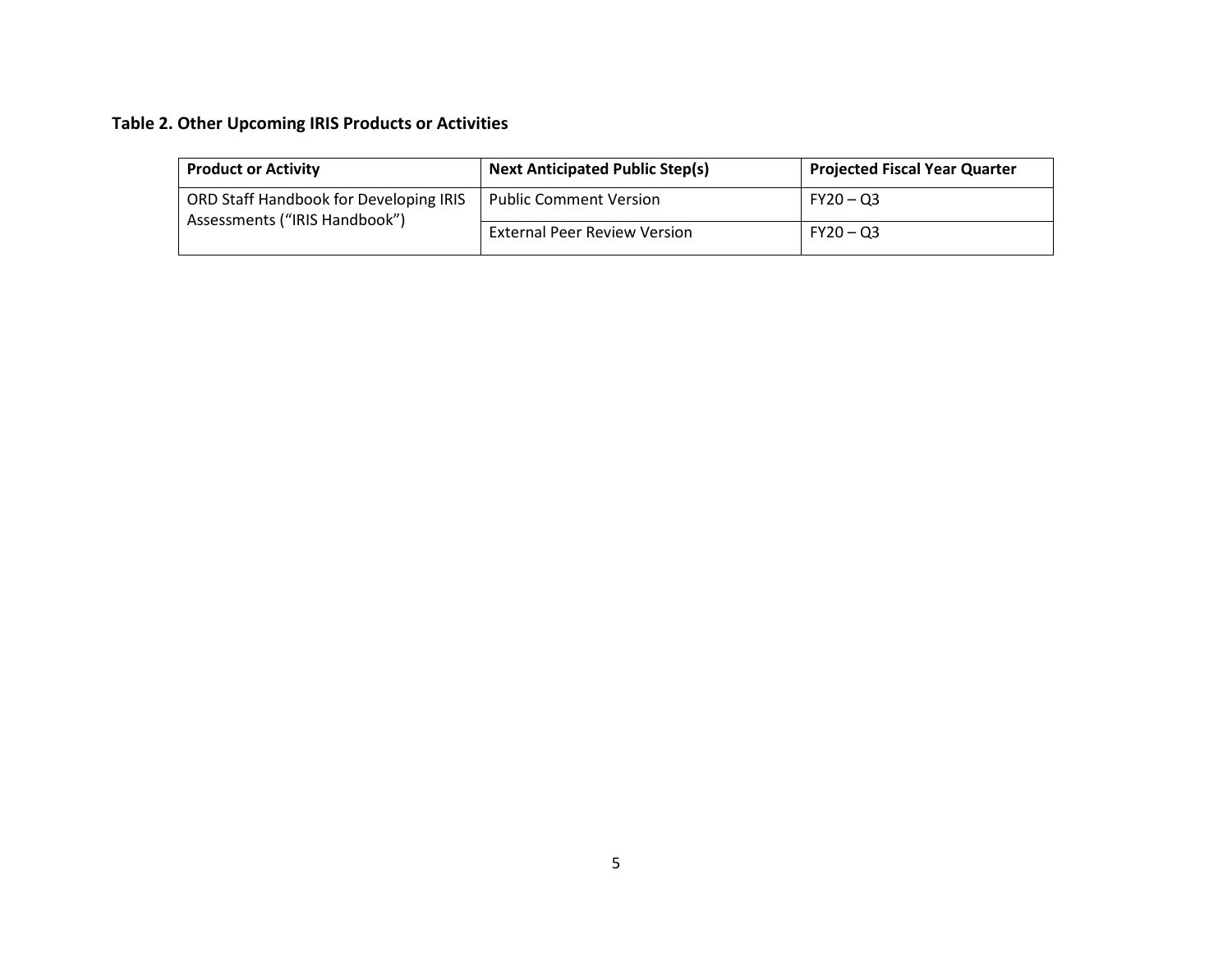**Table 2. Other Upcoming IRIS Products or Activities**

| Product or Activity | Next Anticipated Public Step(s) | Projected Fiscal Year Quarter |
| --- | --- | --- |
| ORD Staff Handbook for Developing IRIS Assessments ("IRIS Handbook") | Public Comment Version | FY20 – Q3 |
| | External Peer Review Version | FY20 – Q3 |